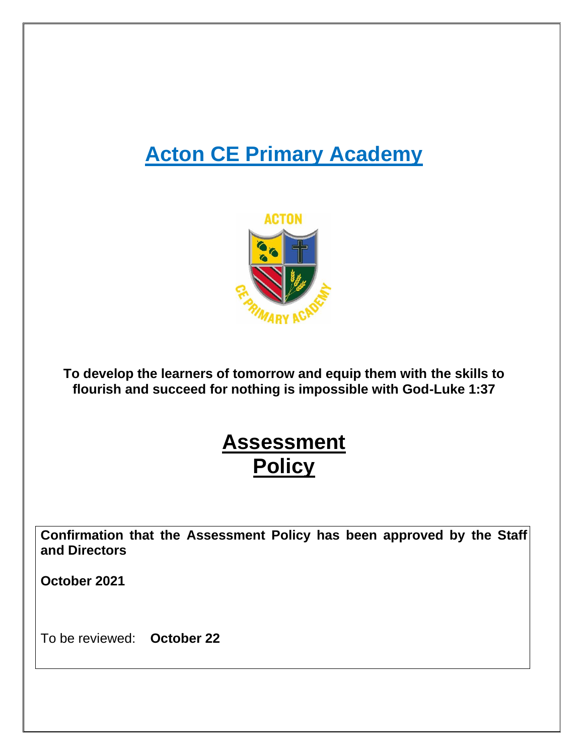# Acton CE Primary Academy

**To develop the learners of tomorrow and equip them with the skills to flourish and succeed for nothing is impossible with God-Luke 1:37**

# Assessment Policy

**Confirmation that the Assessment Policy has been approved by the Staff and Directors**

**October 2021**

To be reviewed: **October 22**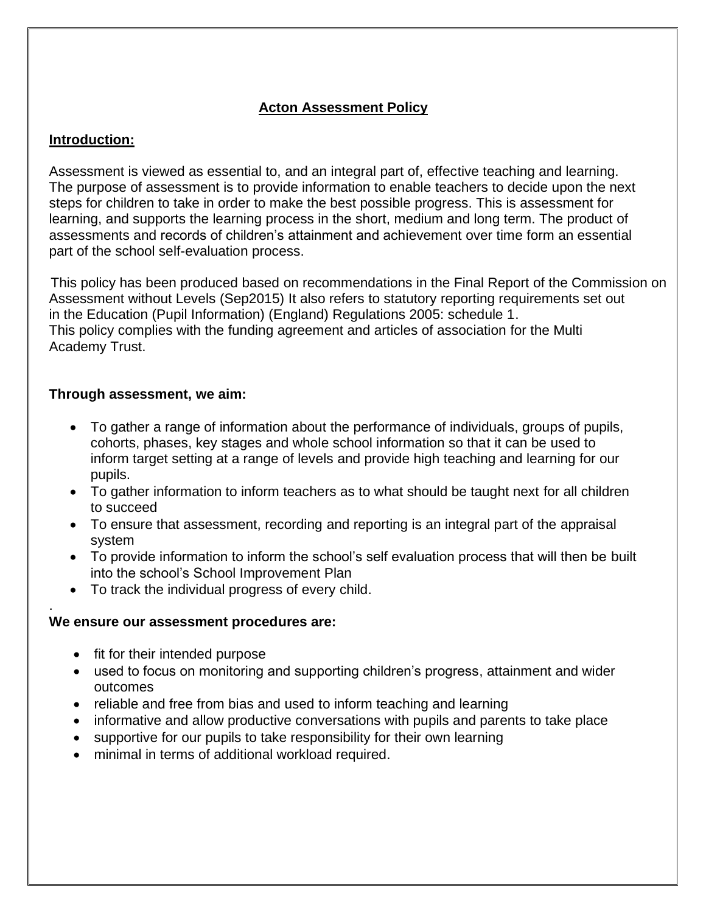# Acton Assessment Policy

## Introduction:

Assessment is viewed as essential to, and an integral part of, effective teaching and learning. The purpose of assessment is to provide information to enable teachers to decide upon the next steps for children to take in order to make the best possible progress. This is assessment for learning, and supports the learning process in the short, medium and long term. The product of assessments and records of children's attainment and achievement over time form an essential part of the school self-evaluation process.

This policy has been produced based on recommendations in the Final Report of the Commission on Assessment without Levels (Sep2015) It also refers to statutory reporting requirements set out in the Education (Pupil Information) (England) Regulations 2005: schedule 1.
This policy complies with the funding agreement and articles of association for the Multi Academy Trust.

**Through assessment, we aim:**

- To gather a range of information about the performance of individuals, groups of pupils, cohorts, phases, key stages and whole school information so that it can be used to inform target setting at a range of levels and provide high teaching and learning for our pupils.
- To gather information to inform teachers as to what should be taught next for all children to succeed
- To ensure that assessment, recording and reporting is an integral part of the appraisal system
- To provide information to inform the school's self evaluation process that will then be built into the school's School Improvement Plan
- To track the individual progress of every child.

.

**We ensure our assessment procedures are:**

- fit for their intended purpose
- used to focus on monitoring and supporting children's progress, attainment and wider outcomes
- reliable and free from bias and used to inform teaching and learning
- informative and allow productive conversations with pupils and parents to take place
- supportive for our pupils to take responsibility for their own learning
- minimal in terms of additional workload required.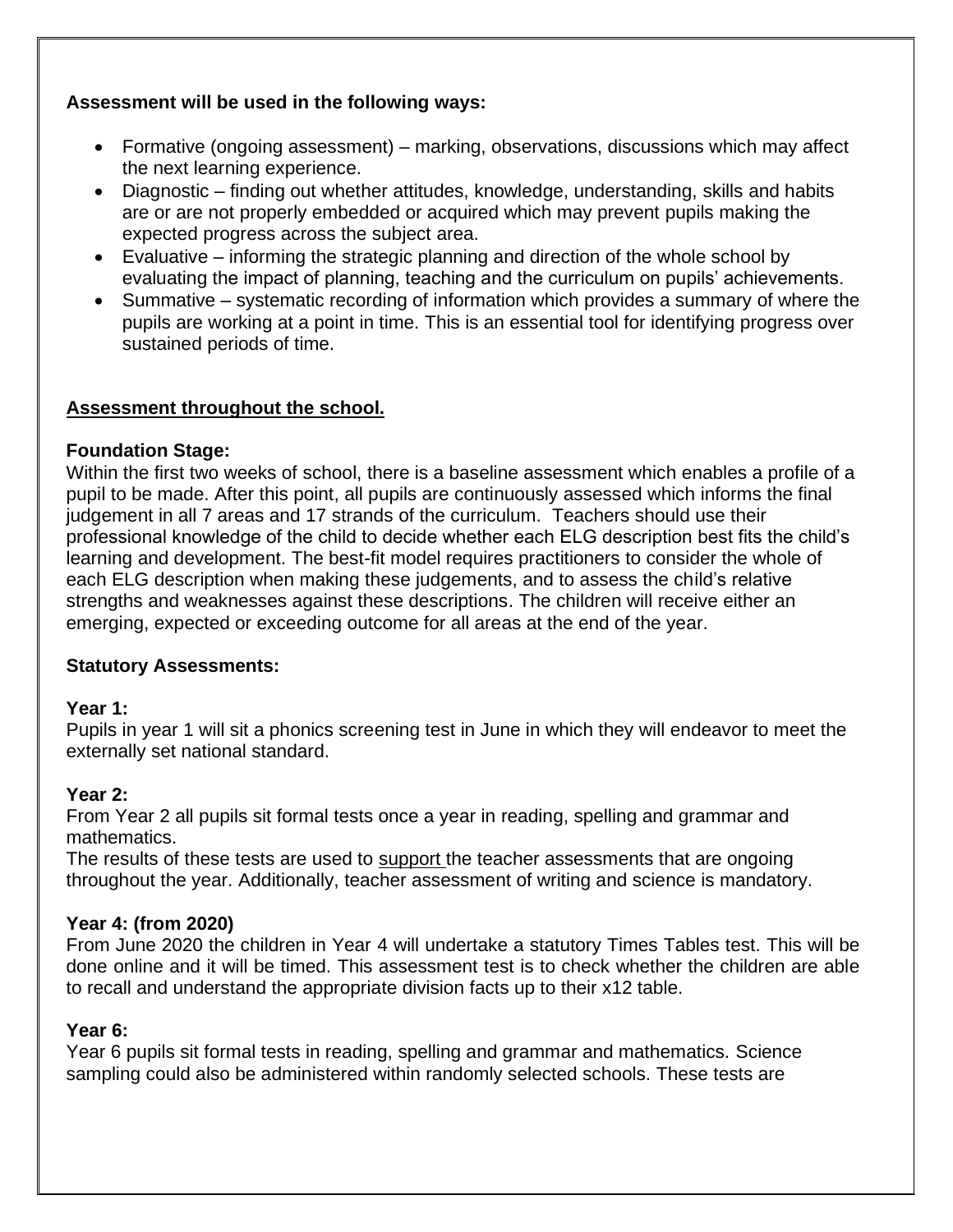**Assessment will be used in the following ways:**

- Formative (ongoing assessment) – marking, observations, discussions which may affect the next learning experience.
- Diagnostic – finding out whether attitudes, knowledge, understanding, skills and habits are or are not properly embedded or acquired which may prevent pupils making the expected progress across the subject area.
- Evaluative – informing the strategic planning and direction of the whole school by evaluating the impact of planning, teaching and the curriculum on pupils' achievements.
- Summative – systematic recording of information which provides a summary of where the pupils are working at a point in time. This is an essential tool for identifying progress over sustained periods of time.

## Assessment throughout the school.

### Foundation Stage:

Within the first two weeks of school, there is a baseline assessment which enables a profile of a pupil to be made. After this point, all pupils are continuously assessed which informs the final judgement in all 7 areas and 17 strands of the curriculum. Teachers should use their professional knowledge of the child to decide whether each ELG description best fits the child's learning and development. The best-fit model requires practitioners to consider the whole of each ELG description when making these judgements, and to assess the child's relative strengths and weaknesses against these descriptions. The children will receive either an emerging, expected or exceeding outcome for all areas at the end of the year.

### Statutory Assessments:

**Year 1:**

Pupils in year 1 will sit a phonics screening test in June in which they will endeavor to meet the externally set national standard.

**Year 2:**

From Year 2 all pupils sit formal tests once a year in reading, spelling and grammar and mathematics.

The results of these tests are used to support the teacher assessments that are ongoing throughout the year. Additionally, teacher assessment of writing and science is mandatory.

**Year 4: (from 2020)**

From June 2020 the children in Year 4 will undertake a statutory Times Tables test. This will be done online and it will be timed. This assessment test is to check whether the children are able to recall and understand the appropriate division facts up to their x12 table.

**Year 6:**

Year 6 pupils sit formal tests in reading, spelling and grammar and mathematics. Science sampling could also be administered within randomly selected schools. These tests are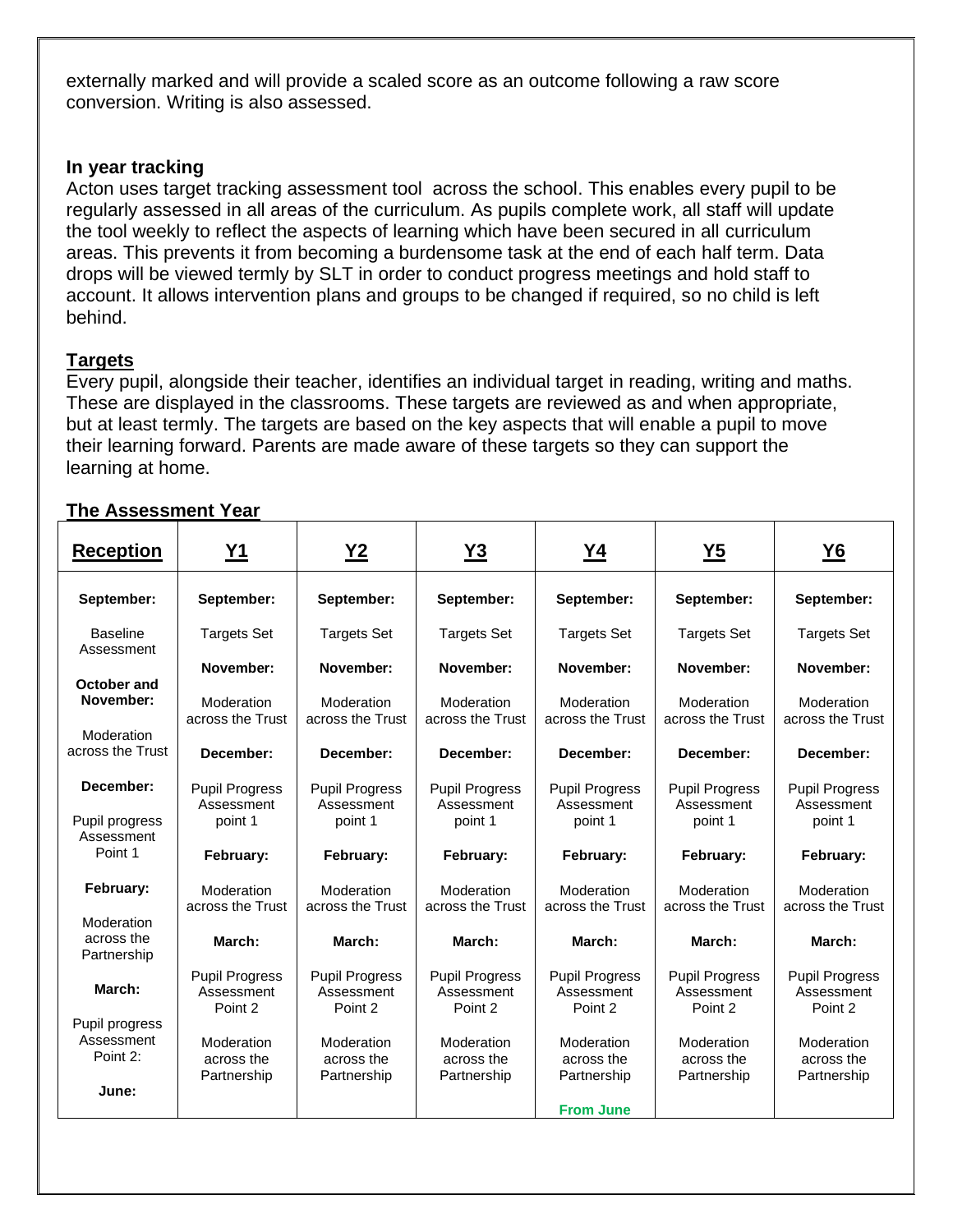externally marked and will provide a scaled score as an outcome following a raw score conversion. Writing is also assessed.

**In year tracking**
Acton uses target tracking assessment tool across the school. This enables every pupil to be regularly assessed in all areas of the curriculum. As pupils complete work, all staff will update the tool weekly to reflect the aspects of learning which have been secured in all curriculum areas. This prevents it from becoming a burdensome task at the end of each half term. Data drops will be viewed termly by SLT in order to conduct progress meetings and hold staff to account. It allows intervention plans and groups to be changed if required, so no child is left behind.

**Targets**
Every pupil, alongside their teacher, identifies an individual target in reading, writing and maths. These are displayed in the classrooms. These targets are reviewed as and when appropriate, but at least termly. The targets are based on the key aspects that will enable a pupil to move their learning forward. Parents are made aware of these targets so they can support the learning at home.

**The Assessment Year**

| Reception | Y1 | Y2 | Y3 | Y4 | Y5 | Y6 |
|---|---|---|---|---|---|---|
| **September:** Baseline Assessment<br>**October and November:** Moderation across the Trust<br>**December:** Pupil progress Assessment Point 1<br>**February:** Moderation across the Partnership<br>**March:** Pupil progress Assessment Point 2:<br>**June:** | **September:** Targets Set<br>**November:** Moderation across the Trust<br>**December:** Pupil Progress Assessment point 1<br>**February:** Moderation across the Trust<br>**March:** Pupil Progress Assessment Point 2<br>Moderation across the Partnership | **September:** Targets Set<br>**November:** Moderation across the Trust<br>**December:** Pupil Progress Assessment point 1<br>**February:** Moderation across the Trust<br>**March:** Pupil Progress Assessment Point 2<br>Moderation across the Partnership | **September:** Targets Set<br>**November:** Moderation across the Trust<br>**December:** Pupil Progress Assessment point 1<br>**February:** Moderation across the Trust<br>**March:** Pupil Progress Assessment Point 2<br>Moderation across the Partnership | **September:** Targets Set<br>**November:** Moderation across the Trust<br>**December:** Pupil Progress Assessment point 1<br>**February:** Moderation across the Trust<br>**March:** Pupil Progress Assessment Point 2<br>Moderation across the Partnership<br>**From June** | **September:** Targets Set<br>**November:** Moderation across the Trust<br>**December:** Pupil Progress Assessment point 1<br>**February:** Moderation across the Trust<br>**March:** Pupil Progress Assessment Point 2<br>Moderation across the Partnership | **September:** Targets Set<br>**November:** Moderation across the Trust<br>**December:** Pupil Progress Assessment point 1<br>**February:** Moderation across the Trust<br>**March:** Pupil Progress Assessment Point 2<br>Moderation across the Partnership |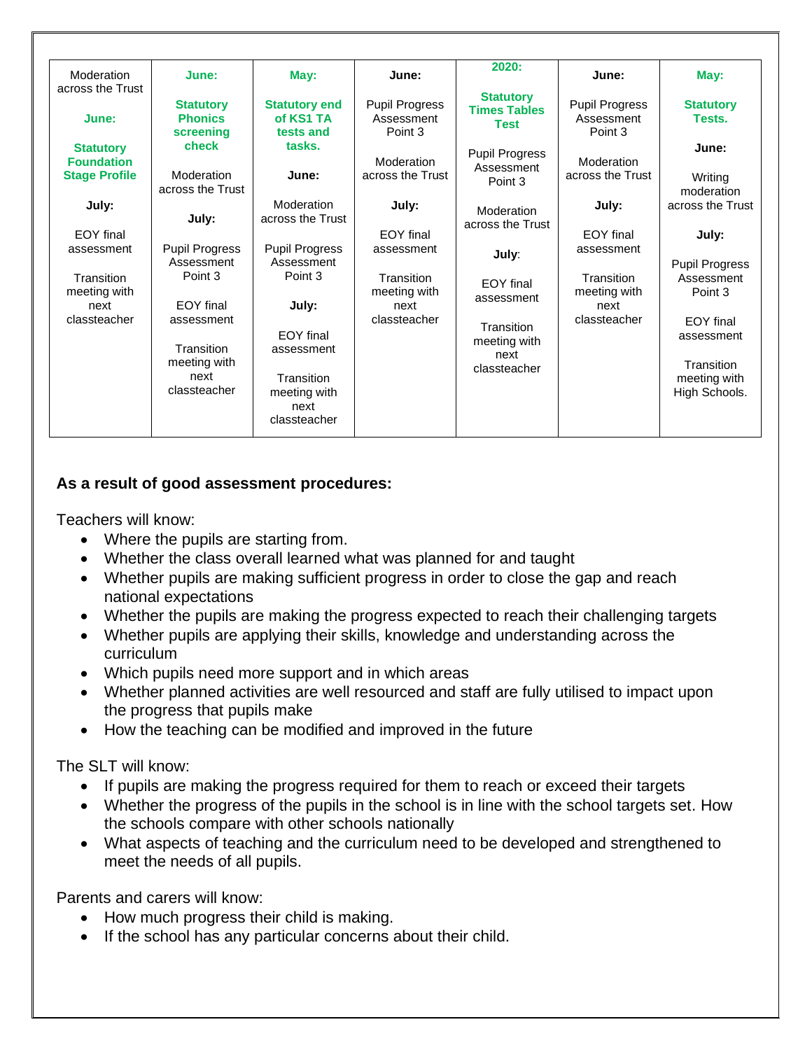| Moderation across the Trust<br><br>**June:**<br><br>**Statutory Foundation Stage Profile**<br><br>**July:**<br><br>EOY final assessment<br><br>Transition meeting with next classteacher | **June:**<br><br>**Statutory Phonics screening check**<br><br>Moderation across the Trust<br><br>**July:**<br><br>Pupil Progress Assessment Point 3<br><br>EOY final assessment<br><br>Transition meeting with next classteacher | **May:**<br><br>**Statutory end of KS1 TA tests and tasks.**<br><br>**June:**<br><br>Moderation across the Trust<br><br>Pupil Progress Assessment Point 3<br><br>**July:**<br><br>EOY final assessment<br><br>Transition meeting with next classteacher | **June:**<br><br>Pupil Progress Assessment Point 3<br><br>Moderation across the Trust<br><br>**July:**<br><br>EOY final assessment<br><br>Transition meeting with next classteacher | **2020:**<br><br>**Statutory Times Tables Test**<br><br>Pupil Progress Assessment Point 3<br><br>Moderation across the Trust<br><br>**July**:<br><br>EOY final assessment<br><br>Transition meeting with next classteacher | **June:**<br><br>Pupil Progress Assessment Point 3<br><br>Moderation across the Trust<br><br>**July:**<br><br>EOY final assessment<br><br>Transition meeting with next classteacher | **May:**<br><br>**Statutory Tests.**<br><br>**June:**<br><br>Writing moderation across the Trust<br><br>**July:**<br><br>Pupil Progress Assessment Point 3<br><br>EOY final assessment<br><br>Transition meeting with High Schools. |
|---|---|---|---|---|---|---|

**As a result of good assessment procedures:**

Teachers will know:

- Where the pupils are starting from.
- Whether the class overall learned what was planned for and taught
- Whether pupils are making sufficient progress in order to close the gap and reach national expectations
- Whether the pupils are making the progress expected to reach their challenging targets
- Whether pupils are applying their skills, knowledge and understanding across the curriculum
- Which pupils need more support and in which areas
- Whether planned activities are well resourced and staff are fully utilised to impact upon the progress that pupils make
- How the teaching can be modified and improved in the future

The SLT will know:

- If pupils are making the progress required for them to reach or exceed their targets
- Whether the progress of the pupils in the school is in line with the school targets set. How the schools compare with other schools nationally
- What aspects of teaching and the curriculum need to be developed and strengthened to meet the needs of all pupils.

Parents and carers will know:

- How much progress their child is making.
- If the school has any particular concerns about their child.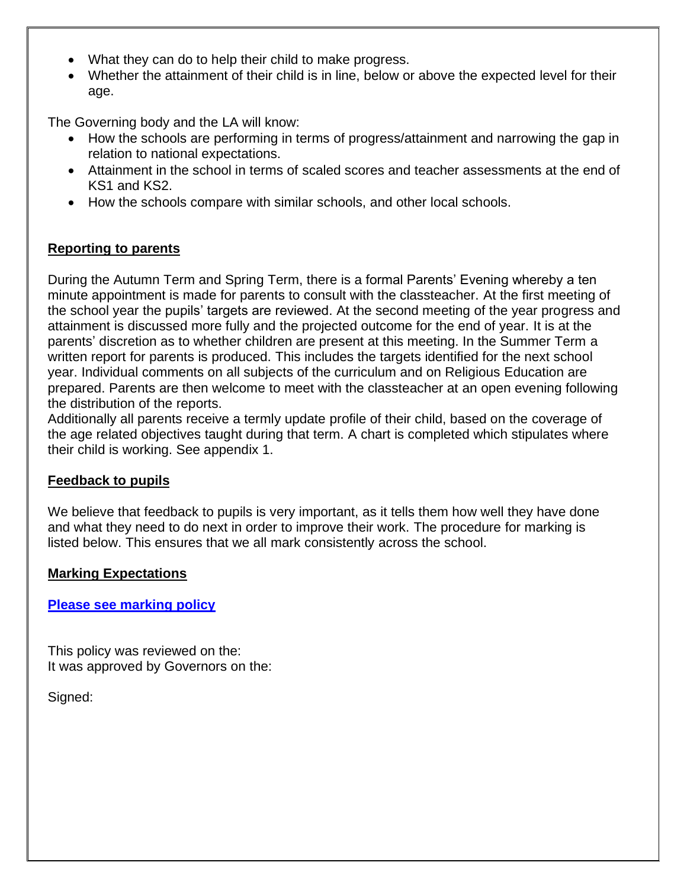- What they can do to help their child to make progress.
- Whether the attainment of their child is in line, below or above the expected level for their age.

The Governing body and the LA will know:

- How the schools are performing in terms of progress/attainment and narrowing the gap in relation to national expectations.
- Attainment in the school in terms of scaled scores and teacher assessments at the end of KS1 and KS2.
- How the schools compare with similar schools, and other local schools.

## Reporting to parents

During the Autumn Term and Spring Term, there is a formal Parents' Evening whereby a ten minute appointment is made for parents to consult with the classteacher. At the first meeting of the school year the pupils' targets are reviewed. At the second meeting of the year progress and attainment is discussed more fully and the projected outcome for the end of year. It is at the parents' discretion as to whether children are present at this meeting. In the Summer Term a written report for parents is produced. This includes the targets identified for the next school year. Individual comments on all subjects of the curriculum and on Religious Education are prepared. Parents are then welcome to meet with the classteacher at an open evening following the distribution of the reports.
Additionally all parents receive a termly update profile of their child, based on the coverage of the age related objectives taught during that term. A chart is completed which stipulates where their child is working. See appendix 1.

## Feedback to pupils

We believe that feedback to pupils is very important, as it tells them how well they have done and what they need to do next in order to improve their work. The procedure for marking is listed below. This ensures that we all mark consistently across the school.

## Marking Expectations

**Please see marking policy**

This policy was reviewed on the:
It was approved by Governors on the:

Signed: